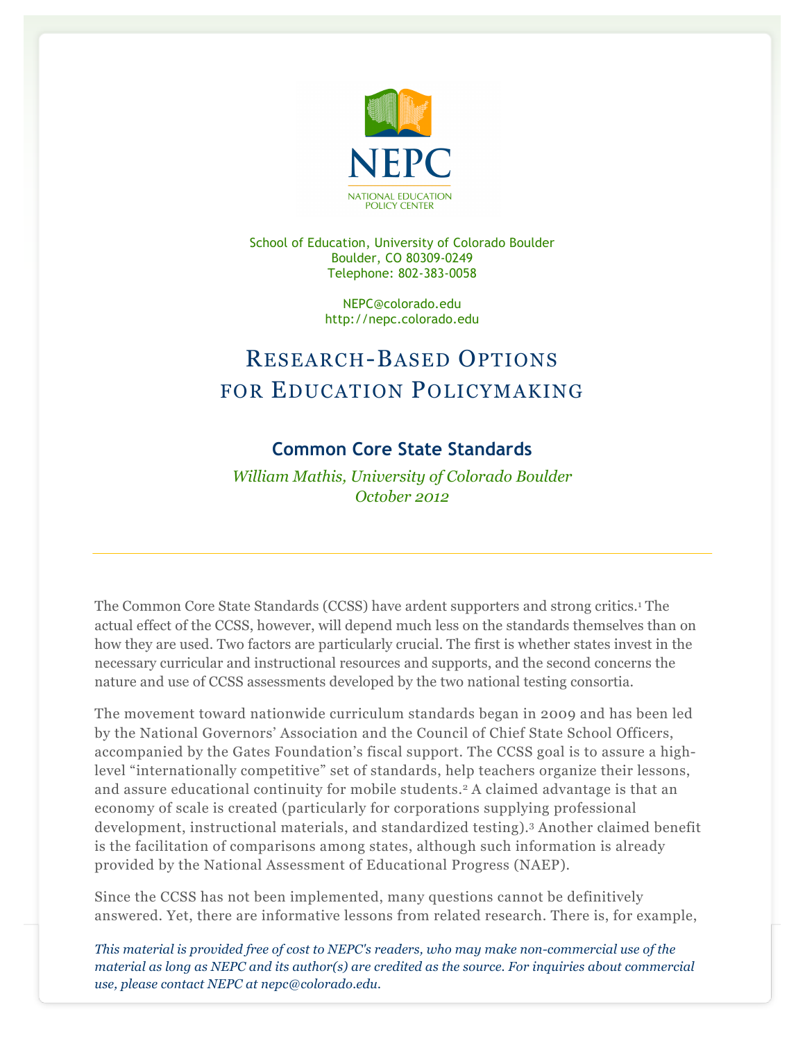NEPC

NATIONAL EDUCATION POLICY CENTER

School of Education, University of Colorado Boulder
Boulder, CO 80309-0249
Telephone: 802-383-0058

NEPC@colorado.edu
http://nepc.colorado.edu

# Research-Based Options for Education Policymaking

## Common Core State Standards

*William Mathis, University of Colorado Boulder*
*October 2012*

---

The Common Core State Standards (CCSS) have ardent supporters and strong critics.[1] The actual effect of the CCSS, however, will depend much less on the standards themselves than on how they are used. Two factors are particularly crucial. The first is whether states invest in the necessary curricular and instructional resources and supports, and the second concerns the nature and use of CCSS assessments developed by the two national testing consortia.

The movement toward nationwide curriculum standards began in 2009 and has been led by the National Governors' Association and the Council of Chief State School Officers, accompanied by the Gates Foundation's fiscal support. The CCSS goal is to assure a high-level "internationally competitive" set of standards, help teachers organize their lessons, and assure educational continuity for mobile students.[2] A claimed advantage is that an economy of scale is created (particularly for corporations supplying professional development, instructional materials, and standardized testing).[3] Another claimed benefit is the facilitation of comparisons among states, although such information is already provided by the National Assessment of Educational Progress (NAEP).

Since the CCSS has not been implemented, many questions cannot be definitively answered. Yet, there are informative lessons from related research. There is, for example,

*This material is provided free of cost to NEPC's readers, who may make non-commercial use of the material as long as NEPC and its author(s) are credited as the source. For inquiries about commercial use, please contact NEPC at nepc@colorado.edu.*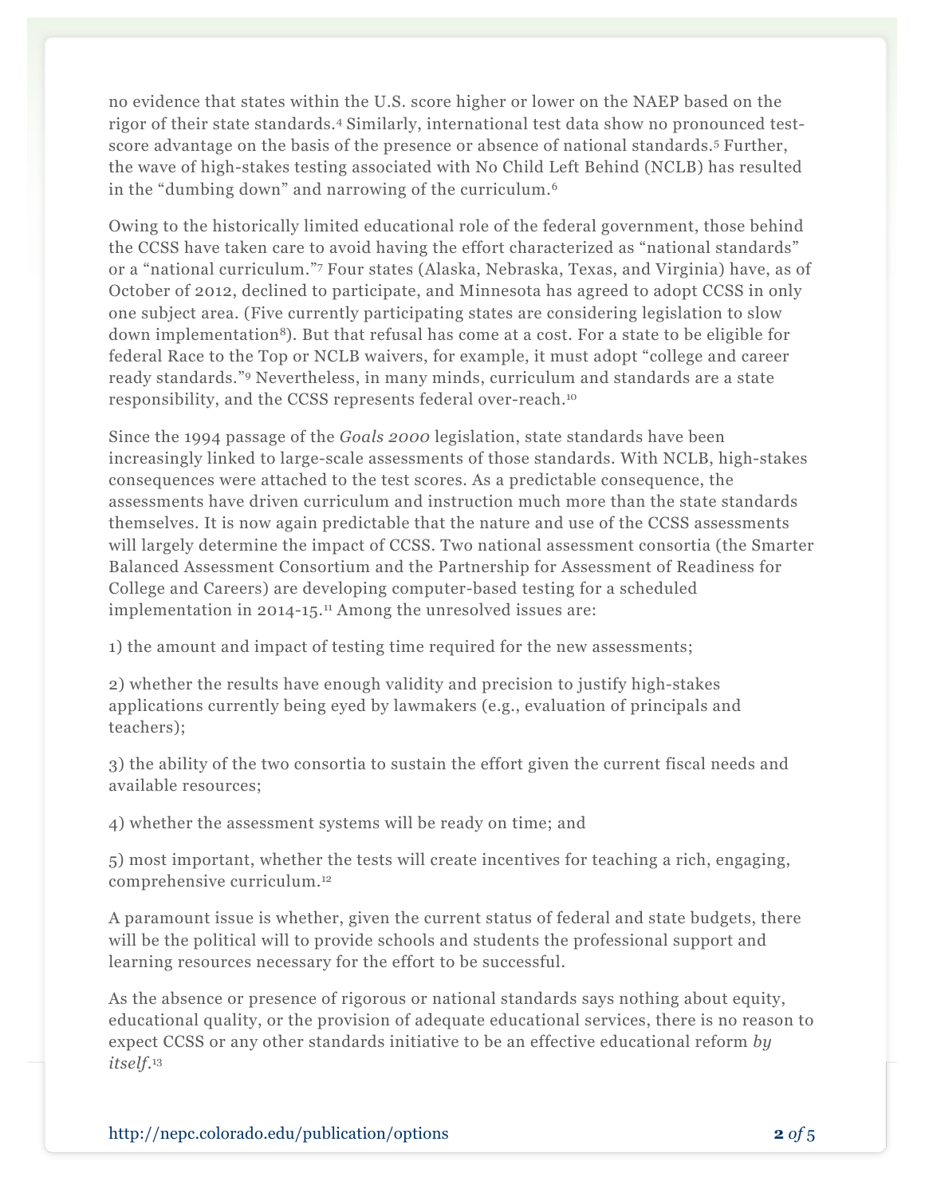no evidence that states within the U.S. score higher or lower on the NAEP based on the rigor of their state standards.[4] Similarly, international test data show no pronounced test-score advantage on the basis of the presence or absence of national standards.[5] Further, the wave of high-stakes testing associated with No Child Left Behind (NCLB) has resulted in the "dumbing down" and narrowing of the curriculum.[6]

Owing to the historically limited educational role of the federal government, those behind the CCSS have taken care to avoid having the effort characterized as "national standards" or a "national curriculum."[7] Four states (Alaska, Nebraska, Texas, and Virginia) have, as of October of 2012, declined to participate, and Minnesota has agreed to adopt CCSS in only one subject area. (Five currently participating states are considering legislation to slow down implementation[8]). But that refusal has come at a cost. For a state to be eligible for federal Race to the Top or NCLB waivers, for example, it must adopt "college and career ready standards."[9] Nevertheless, in many minds, curriculum and standards are a state responsibility, and the CCSS represents federal over-reach.[10]

Since the 1994 passage of the *Goals 2000* legislation, state standards have been increasingly linked to large-scale assessments of those standards. With NCLB, high-stakes consequences were attached to the test scores. As a predictable consequence, the assessments have driven curriculum and instruction much more than the state standards themselves. It is now again predictable that the nature and use of the CCSS assessments will largely determine the impact of CCSS. Two national assessment consortia (the Smarter Balanced Assessment Consortium and the Partnership for Assessment of Readiness for College and Careers) are developing computer-based testing for a scheduled implementation in 2014-15.[11] Among the unresolved issues are:

1) the amount and impact of testing time required for the new assessments;

2) whether the results have enough validity and precision to justify high-stakes applications currently being eyed by lawmakers (e.g., evaluation of principals and teachers);

3) the ability of the two consortia to sustain the effort given the current fiscal needs and available resources;

4) whether the assessment systems will be ready on time; and

5) most important, whether the tests will create incentives for teaching a rich, engaging, comprehensive curriculum.[12]

A paramount issue is whether, given the current status of federal and state budgets, there will be the political will to provide schools and students the professional support and learning resources necessary for the effort to be successful.

As the absence or presence of rigorous or national standards says nothing about equity, educational quality, or the provision of adequate educational services, there is no reason to expect CCSS or any other standards initiative to be an effective educational reform *by itself*.[13]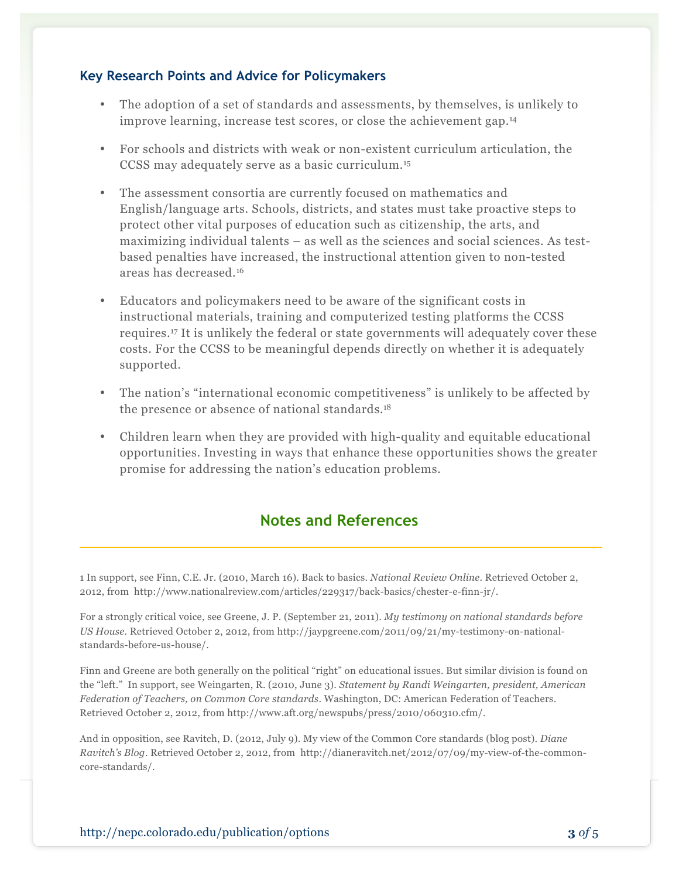### Key Research Points and Advice for Policymakers

- The adoption of a set of standards and assessments, by themselves, is unlikely to improve learning, increase test scores, or close the achievement gap.[14]
- For schools and districts with weak or non-existent curriculum articulation, the CCSS may adequately serve as a basic curriculum.[15]
- The assessment consortia are currently focused on mathematics and English/language arts. Schools, districts, and states must take proactive steps to protect other vital purposes of education such as citizenship, the arts, and maximizing individual talents – as well as the sciences and social sciences. As test-based penalties have increased, the instructional attention given to non-tested areas has decreased.[16]
- Educators and policymakers need to be aware of the significant costs in instructional materials, training and computerized testing platforms the CCSS requires.[17] It is unlikely the federal or state governments will adequately cover these costs. For the CCSS to be meaningful depends directly on whether it is adequately supported.
- The nation's "international economic competitiveness" is unlikely to be affected by the presence or absence of national standards.[18]
- Children learn when they are provided with high-quality and equitable educational opportunities. Investing in ways that enhance these opportunities shows the greater promise for addressing the nation's education problems.

## Notes and References

1 In support, see Finn, C.E. Jr. (2010, March 16). Back to basics. *National Review Online*. Retrieved October 2, 2012, from http://www.nationalreview.com/articles/229317/back-basics/chester-e-finn-jr/.

For a strongly critical voice, see Greene, J. P. (September 21, 2011). *My testimony on national standards before US House*. Retrieved October 2, 2012, from http://jaypgreene.com/2011/09/21/my-testimony-on-national-standards-before-us-house/.

Finn and Greene are both generally on the political "right" on educational issues. But similar division is found on the "left." In support, see Weingarten, R. (2010, June 3). *Statement by Randi Weingarten, president, American Federation of Teachers, on Common Core standards*. Washington, DC: American Federation of Teachers. Retrieved October 2, 2012, from http://www.aft.org/newspubs/press/2010/060310.cfm/.

And in opposition, see Ravitch, D. (2012, July 9). My view of the Common Core standards (blog post). *Diane Ravitch's Blog*. Retrieved October 2, 2012, from http://dianeravitch.net/2012/07/09/my-view-of-the-common-core-standards/.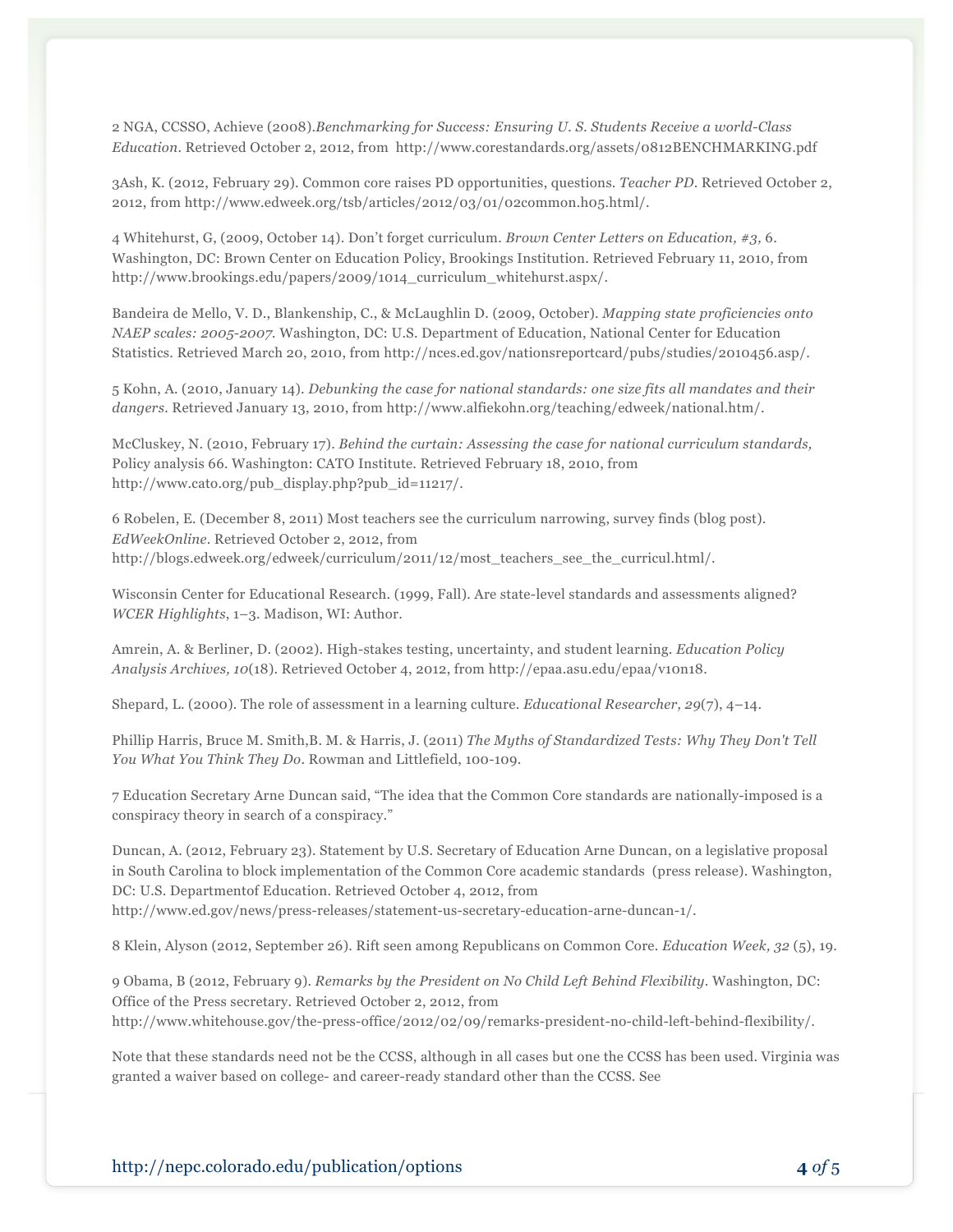2 NGA, CCSSO, Achieve (2008).*Benchmarking for Success: Ensuring U. S. Students Receive a world-Class Education*. Retrieved October 2, 2012, from http://www.corestandards.org/assets/0812BENCHMARKING.pdf

3Ash, K. (2012, February 29). Common core raises PD opportunities, questions. *Teacher PD*. Retrieved October 2, 2012, from http://www.edweek.org/tsb/articles/2012/03/01/02common.h05.html/.

4 Whitehurst, G, (2009, October 14). Don't forget curriculum. *Brown Center Letters on Education, #3,* 6. Washington, DC: Brown Center on Education Policy, Brookings Institution. Retrieved February 11, 2010, from http://www.brookings.edu/papers/2009/1014_curriculum_whitehurst.aspx/.

Bandeira de Mello, V. D., Blankenship, C., & McLaughlin D. (2009, October). *Mapping state proficiencies onto NAEP scales: 2005-2007*. Washington, DC: U.S. Department of Education, National Center for Education Statistics. Retrieved March 20, 2010, from http://nces.ed.gov/nationsreportcard/pubs/studies/2010456.asp/.

5 Kohn, A. (2010, January 14). *Debunking the case for national standards: one size fits all mandates and their dangers*. Retrieved January 13, 2010, from http://www.alfiekohn.org/teaching/edweek/national.htm/.

McCluskey, N. (2010, February 17). *Behind the curtain: Assessing the case for national curriculum standards,* Policy analysis 66. Washington: CATO Institute. Retrieved February 18, 2010, from http://www.cato.org/pub_display.php?pub_id=11217/.

6 Robelen, E. (December 8, 2011) Most teachers see the curriculum narrowing, survey finds (blog post). *EdWeekOnline*. Retrieved October 2, 2012, from http://blogs.edweek.org/edweek/curriculum/2011/12/most_teachers_see_the_curricul.html/.

Wisconsin Center for Educational Research. (1999, Fall). Are state-level standards and assessments aligned? *WCER Highlights*, 1–3. Madison, WI: Author.

Amrein, A. & Berliner, D. (2002). High-stakes testing, uncertainty, and student learning. *Education Policy Analysis Archives, 10*(18). Retrieved October 4, 2012, from http://epaa.asu.edu/epaa/v10n18.

Shepard, L. (2000). The role of assessment in a learning culture. *Educational Researcher, 29*(7), 4–14.

Phillip Harris, Bruce M. Smith,B. M. & Harris, J. (2011) *The Myths of Standardized Tests: Why They Don't Tell You What You Think They Do*. Rowman and Littlefield, 100-109.

7 Education Secretary Arne Duncan said, "The idea that the Common Core standards are nationally-imposed is a conspiracy theory in search of a conspiracy."

Duncan, A. (2012, February 23). Statement by U.S. Secretary of Education Arne Duncan, on a legislative proposal in South Carolina to block implementation of the Common Core academic standards (press release). Washington, DC: U.S. Departmentof Education. Retrieved October 4, 2012, from http://www.ed.gov/news/press-releases/statement-us-secretary-education-arne-duncan-1/.

8 Klein, Alyson (2012, September 26). Rift seen among Republicans on Common Core. *Education Week, 32* (5), 19.

9 Obama, B (2012, February 9). *Remarks by the President on No Child Left Behind Flexibility*. Washington, DC: Office of the Press secretary. Retrieved October 2, 2012, from http://www.whitehouse.gov/the-press-office/2012/02/09/remarks-president-no-child-left-behind-flexibility/.

Note that these standards need not be the CCSS, although in all cases but one the CCSS has been used. Virginia was granted a waiver based on college- and career-ready standard other than the CCSS. See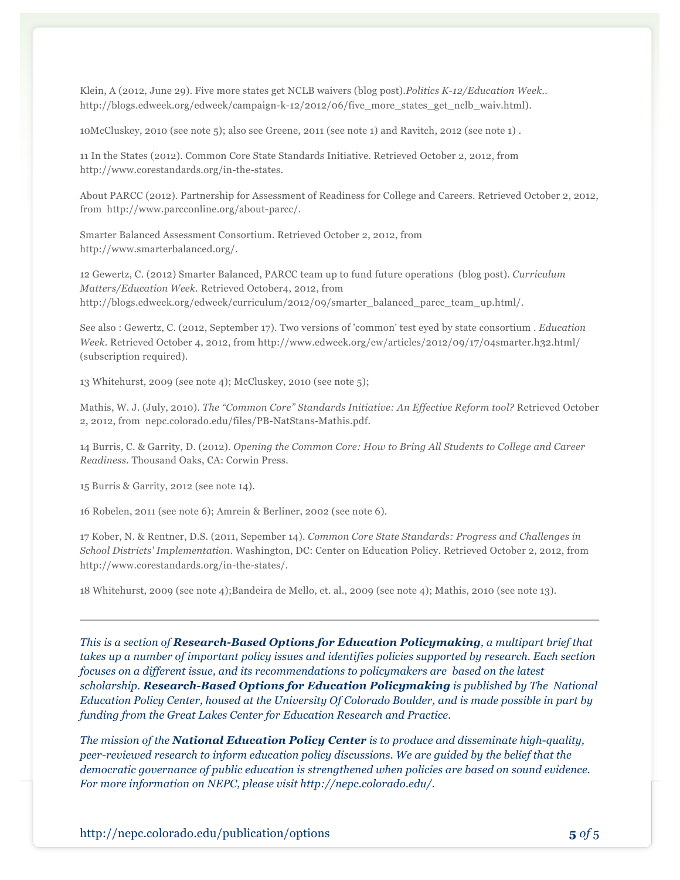Klein, A (2012, June 29). Five more states get NCLB waivers (blog post).*Politics K-12/Education Week*.. http://blogs.edweek.org/edweek/campaign-k-12/2012/06/five_more_states_get_nclb_waiv.html).

10McCluskey, 2010 (see note 5); also see Greene, 2011 (see note 1) and Ravitch, 2012 (see note 1) .

11 In the States (2012). Common Core State Standards Initiative. Retrieved October 2, 2012, from http://www.corestandards.org/in-the-states.

About PARCC (2012). Partnership for Assessment of Readiness for College and Careers. Retrieved October 2, 2012, from http://www.parcconline.org/about-parcc/.

Smarter Balanced Assessment Consortium. Retrieved October 2, 2012, from http://www.smarterbalanced.org/.

12 Gewertz, C. (2012) Smarter Balanced, PARCC team up to fund future operations (blog post). *Curriculum Matters/Education Week*. Retrieved October4, 2012, from http://blogs.edweek.org/edweek/curriculum/2012/09/smarter_balanced_parcc_team_up.html/.

See also : Gewertz, C. (2012, September 17). Two versions of 'common' test eyed by state consortium . *Education Week*. Retrieved October 4, 2012, from http://www.edweek.org/ew/articles/2012/09/17/04smarter.h32.html/ (subscription required).

13 Whitehurst, 2009 (see note 4); McCluskey, 2010 (see note 5);

Mathis, W. J. (July, 2010). *The "Common Core" Standards Initiative: An Effective Reform tool?* Retrieved October 2, 2012, from nepc.colorado.edu/files/PB-NatStans-Mathis.pdf.

14 Burris, C. & Garrity, D. (2012). *Opening the Common Core: How to Bring All Students to College and Career Readiness*. Thousand Oaks, CA: Corwin Press.

15 Burris & Garrity, 2012 (see note 14).

16 Robelen, 2011 (see note 6); Amrein & Berliner, 2002 (see note 6).

17 Kober, N. & Rentner, D.S. (2011, September 14). *Common Core State Standards: Progress and Challenges in School Districts' Implementation*. Washington, DC: Center on Education Policy. Retrieved October 2, 2012, from http://www.corestandards.org/in-the-states/.

18 Whitehurst, 2009 (see note 4);Bandeira de Mello, et. al., 2009 (see note 4); Mathis, 2010 (see note 13).

---

*This is a section of **Research-Based Options for Education Policymaking**, a multipart brief that takes up a number of important policy issues and identifies policies supported by research. Each section focuses on a different issue, and its recommendations to policymakers are based on the latest scholarship. **Research-Based Options for Education Policymaking** is published by The National Education Policy Center, housed at the University Of Colorado Boulder, and is made possible in part by funding from the Great Lakes Center for Education Research and Practice.*

*The mission of the **National Education Policy Center** is to produce and disseminate high-quality, peer-reviewed research to inform education policy discussions. We are guided by the belief that the democratic governance of public education is strengthened when policies are based on sound evidence. For more information on NEPC, please visit http://nepc.colorado.edu/.*